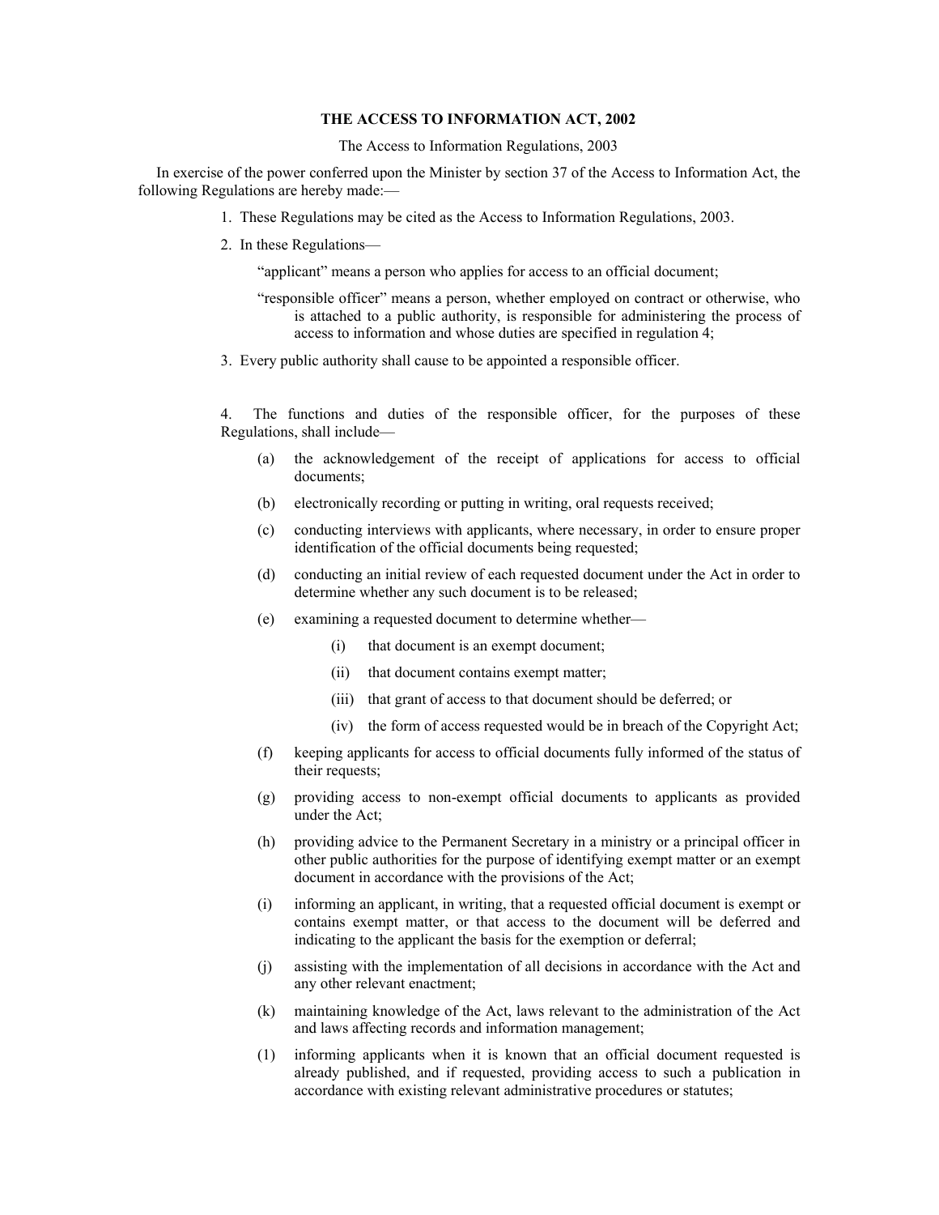# THE ACCESS TO INFORMATION ACT, 2002

The Access to Information Regulations, 2003

In exercise of the power conferred upon the Minister by section 37 of the Access to Information Act, the following Regulations are hereby made:—

1. These Regulations may be cited as the Access to Information Regulations, 2003.

2. In these Regulations—

   "applicant" means a person who applies for access to an official document;

   "responsible officer" means a person, whether employed on contract or otherwise, who is attached to a public authority, is responsible for administering the process of access to information and whose duties are specified in regulation 4;

3. Every public authority shall cause to be appointed a responsible officer.

4. The functions and duties of the responsible officer, for the purposes of these Regulations, shall include—

   (a) the acknowledgement of the receipt of applications for access to official documents;

   (b) electronically recording or putting in writing, oral requests received;

   (c) conducting interviews with applicants, where necessary, in order to ensure proper identification of the official documents being requested;

   (d) conducting an initial review of each requested document under the Act in order to determine whether any such document is to be released;

   (e) examining a requested document to determine whether—

      (i) that document is an exempt document;

      (ii) that document contains exempt matter;

      (iii) that grant of access to that document should be deferred; or

      (iv) the form of access requested would be in breach of the Copyright Act;

   (f) keeping applicants for access to official documents fully informed of the status of their requests;

   (g) providing access to non-exempt official documents to applicants as provided under the Act;

   (h) providing advice to the Permanent Secretary in a ministry or a principal officer in other public authorities for the purpose of identifying exempt matter or an exempt document in accordance with the provisions of the Act;

   (i) informing an applicant, in writing, that a requested official document is exempt or contains exempt matter, or that access to the document will be deferred and indicating to the applicant the basis for the exemption or deferral;

   (j) assisting with the implementation of all decisions in accordance with the Act and any other relevant enactment;

   (k) maintaining knowledge of the Act, laws relevant to the administration of the Act and laws affecting records and information management;

   (l) informing applicants when it is known that an official document requested is already published, and if requested, providing access to such a publication in accordance with existing relevant administrative procedures or statutes;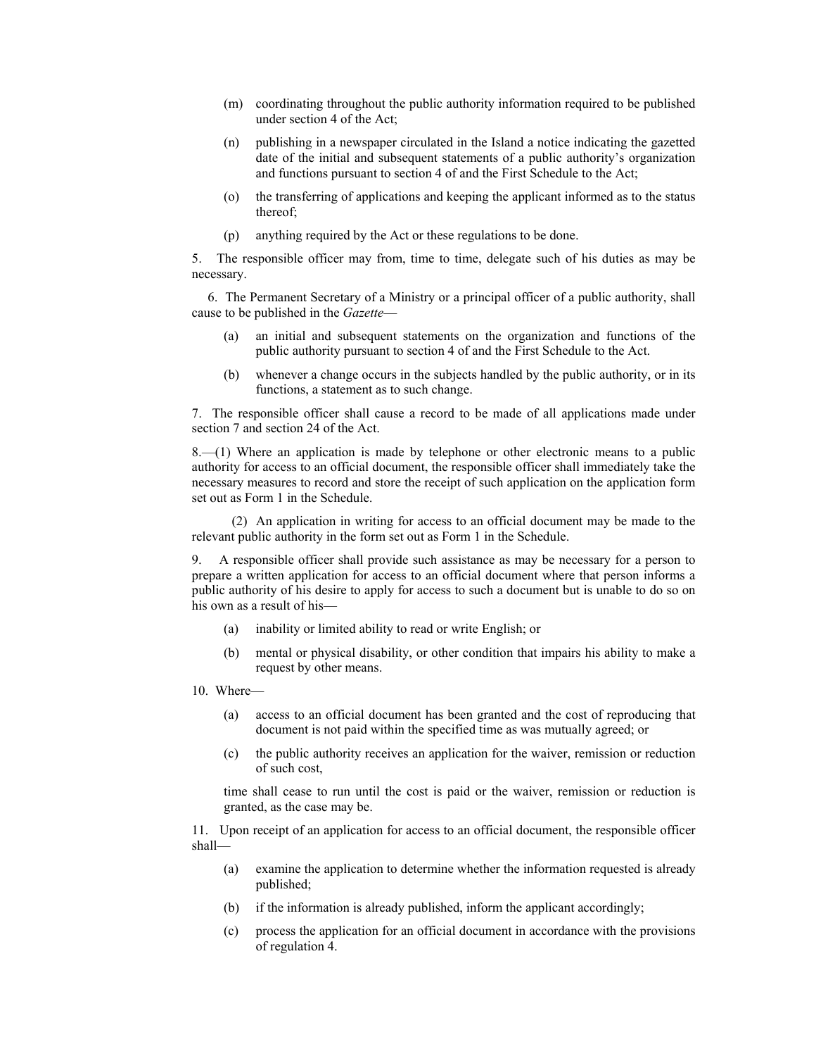(m) coordinating throughout the public authority information required to be published under section 4 of the Act;

(n) publishing in a newspaper circulated in the Island a notice indicating the gazetted date of the initial and subsequent statements of a public authority's organization and functions pursuant to section 4 of and the First Schedule to the Act;

(o) the transferring of applications and keeping the applicant informed as to the status thereof;

(p) anything required by the Act or these regulations to be done.

5. The responsible officer may from, time to time, delegate such of his duties as may be necessary.

6. The Permanent Secretary of a Ministry or a principal officer of a public authority, shall cause to be published in the *Gazette*—

(a) an initial and subsequent statements on the organization and functions of the public authority pursuant to section 4 of and the First Schedule to the Act.

(b) whenever a change occurs in the subjects handled by the public authority, or in its functions, a statement as to such change.

7. The responsible officer shall cause a record to be made of all applications made under section 7 and section 24 of the Act.

8.—(1) Where an application is made by telephone or other electronic means to a public authority for access to an official document, the responsible officer shall immediately take the necessary measures to record and store the receipt of such application on the application form set out as Form 1 in the Schedule.

(2) An application in writing for access to an official document may be made to the relevant public authority in the form set out as Form 1 in the Schedule.

9. A responsible officer shall provide such assistance as may be necessary for a person to prepare a written application for access to an official document where that person informs a public authority of his desire to apply for access to such a document but is unable to do so on his own as a result of his—

(a) inability or limited ability to read or write English; or

(b) mental or physical disability, or other condition that impairs his ability to make a request by other means.

10. Where—

(a) access to an official document has been granted and the cost of reproducing that document is not paid within the specified time as was mutually agreed; or

(c) the public authority receives an application for the waiver, remission or reduction of such cost,

time shall cease to run until the cost is paid or the waiver, remission or reduction is granted, as the case may be.

11. Upon receipt of an application for access to an official document, the responsible officer shall—

(a) examine the application to determine whether the information requested is already published;

(b) if the information is already published, inform the applicant accordingly;

(c) process the application for an official document in accordance with the provisions of regulation 4.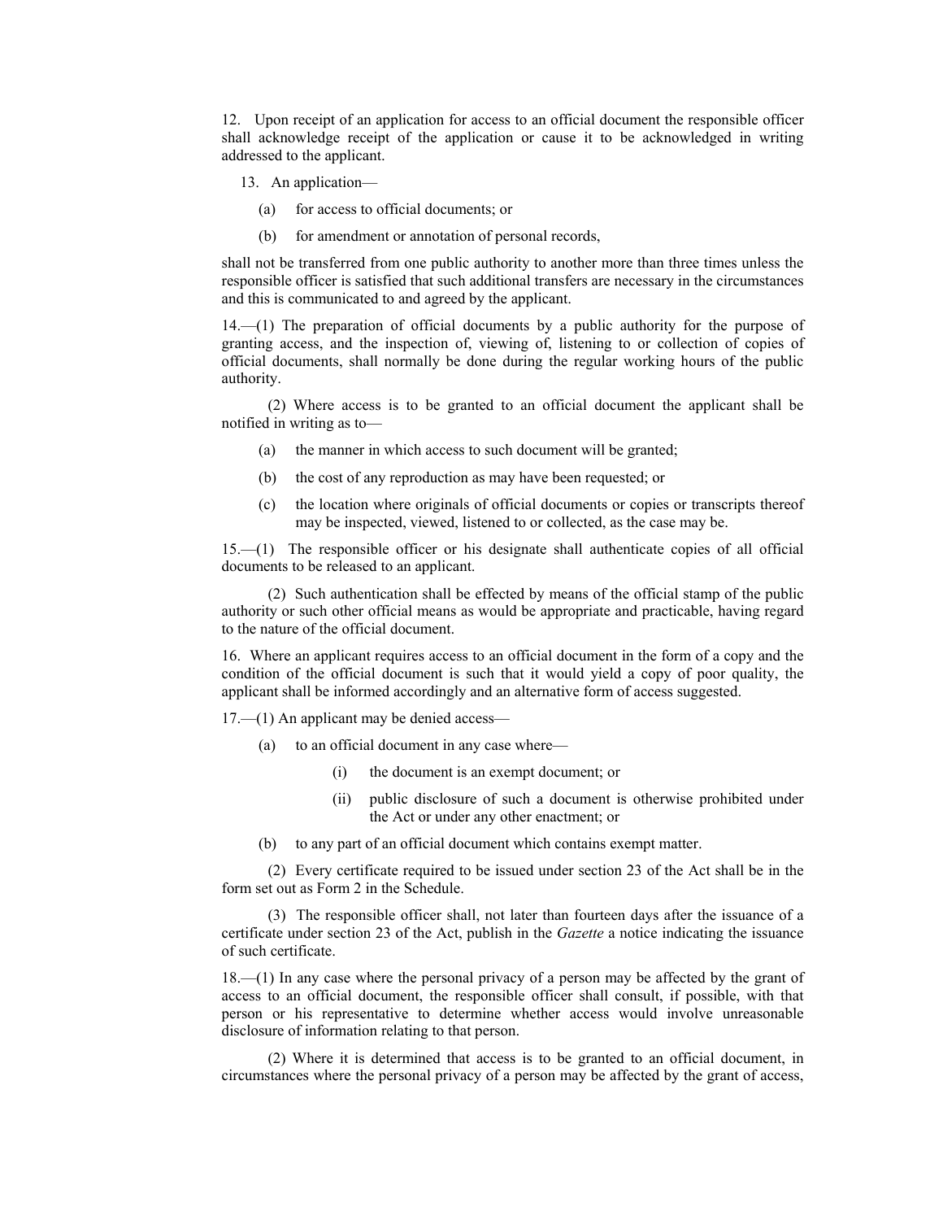12. Upon receipt of an application for access to an official document the responsible officer shall acknowledge receipt of the application or cause it to be acknowledged in writing addressed to the applicant.

13. An application—

(a) for access to official documents; or

(b) for amendment or annotation of personal records,

shall not be transferred from one public authority to another more than three times unless the responsible officer is satisfied that such additional transfers are necessary in the circumstances and this is communicated to and agreed by the applicant.

14.—(1) The preparation of official documents by a public authority for the purpose of granting access, and the inspection of, viewing of, listening to or collection of copies of official documents, shall normally be done during the regular working hours of the public authority.

(2) Where access is to be granted to an official document the applicant shall be notified in writing as to—

(a) the manner in which access to such document will be granted;

(b) the cost of any reproduction as may have been requested; or

(c) the location where originals of official documents or copies or transcripts thereof may be inspected, viewed, listened to or collected, as the case may be.

15.—(1) The responsible officer or his designate shall authenticate copies of all official documents to be released to an applicant.

(2) Such authentication shall be effected by means of the official stamp of the public authority or such other official means as would be appropriate and practicable, having regard to the nature of the official document.

16. Where an applicant requires access to an official document in the form of a copy and the condition of the official document is such that it would yield a copy of poor quality, the applicant shall be informed accordingly and an alternative form of access suggested.

17.—(1) An applicant may be denied access—

(a) to an official document in any case where—

(i) the document is an exempt document; or

(ii) public disclosure of such a document is otherwise prohibited under the Act or under any other enactment; or

(b) to any part of an official document which contains exempt matter.

(2) Every certificate required to be issued under section 23 of the Act shall be in the form set out as Form 2 in the Schedule.

(3) The responsible officer shall, not later than fourteen days after the issuance of a certificate under section 23 of the Act, publish in the *Gazette* a notice indicating the issuance of such certificate.

18.—(1) In any case where the personal privacy of a person may be affected by the grant of access to an official document, the responsible officer shall consult, if possible, with that person or his representative to determine whether access would involve unreasonable disclosure of information relating to that person.

(2) Where it is determined that access is to be granted to an official document, in circumstances where the personal privacy of a person may be affected by the grant of access,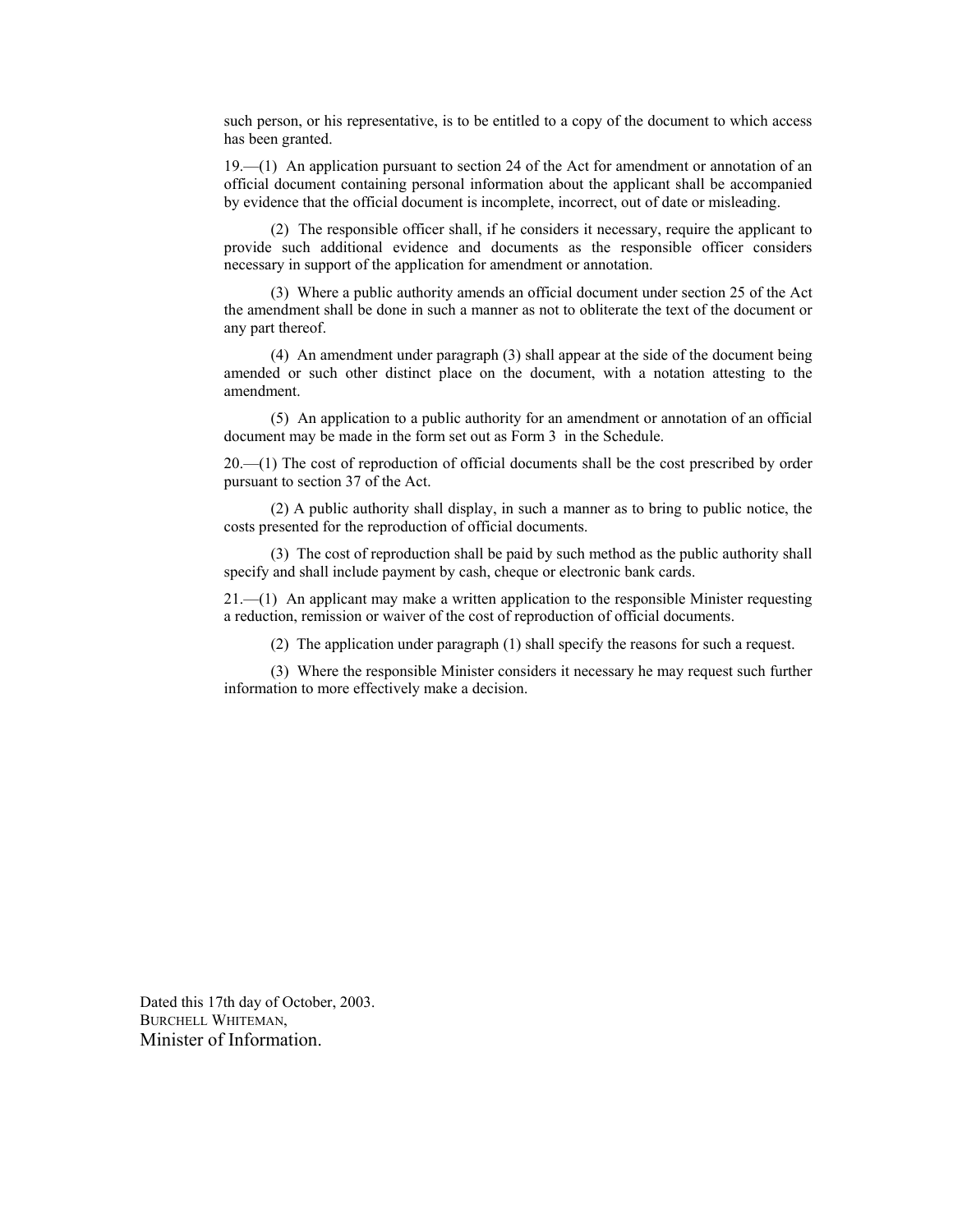such person, or his representative, is to be entitled to a copy of the document to which access has been granted.

19.—(1) An application pursuant to section 24 of the Act for amendment or annotation of an official document containing personal information about the applicant shall be accompanied by evidence that the official document is incomplete, incorrect, out of date or misleading.

(2) The responsible officer shall, if he considers it necessary, require the applicant to provide such additional evidence and documents as the responsible officer considers necessary in support of the application for amendment or annotation.

(3) Where a public authority amends an official document under section 25 of the Act the amendment shall be done in such a manner as not to obliterate the text of the document or any part thereof.

(4) An amendment under paragraph (3) shall appear at the side of the document being amended or such other distinct place on the document, with a notation attesting to the amendment.

(5) An application to a public authority for an amendment or annotation of an official document may be made in the form set out as Form 3 in the Schedule.

20.—(1) The cost of reproduction of official documents shall be the cost prescribed by order pursuant to section 37 of the Act.

(2) A public authority shall display, in such a manner as to bring to public notice, the costs presented for the reproduction of official documents.

(3) The cost of reproduction shall be paid by such method as the public authority shall specify and shall include payment by cash, cheque or electronic bank cards.

21.—(1) An applicant may make a written application to the responsible Minister requesting a reduction, remission or waiver of the cost of reproduction of official documents.

(2) The application under paragraph (1) shall specify the reasons for such a request.

(3) Where the responsible Minister considers it necessary he may request such further information to more effectively make a decision.

Dated this 17th day of October, 2003.
BURCHELL WHITEMAN,
Minister of Information.